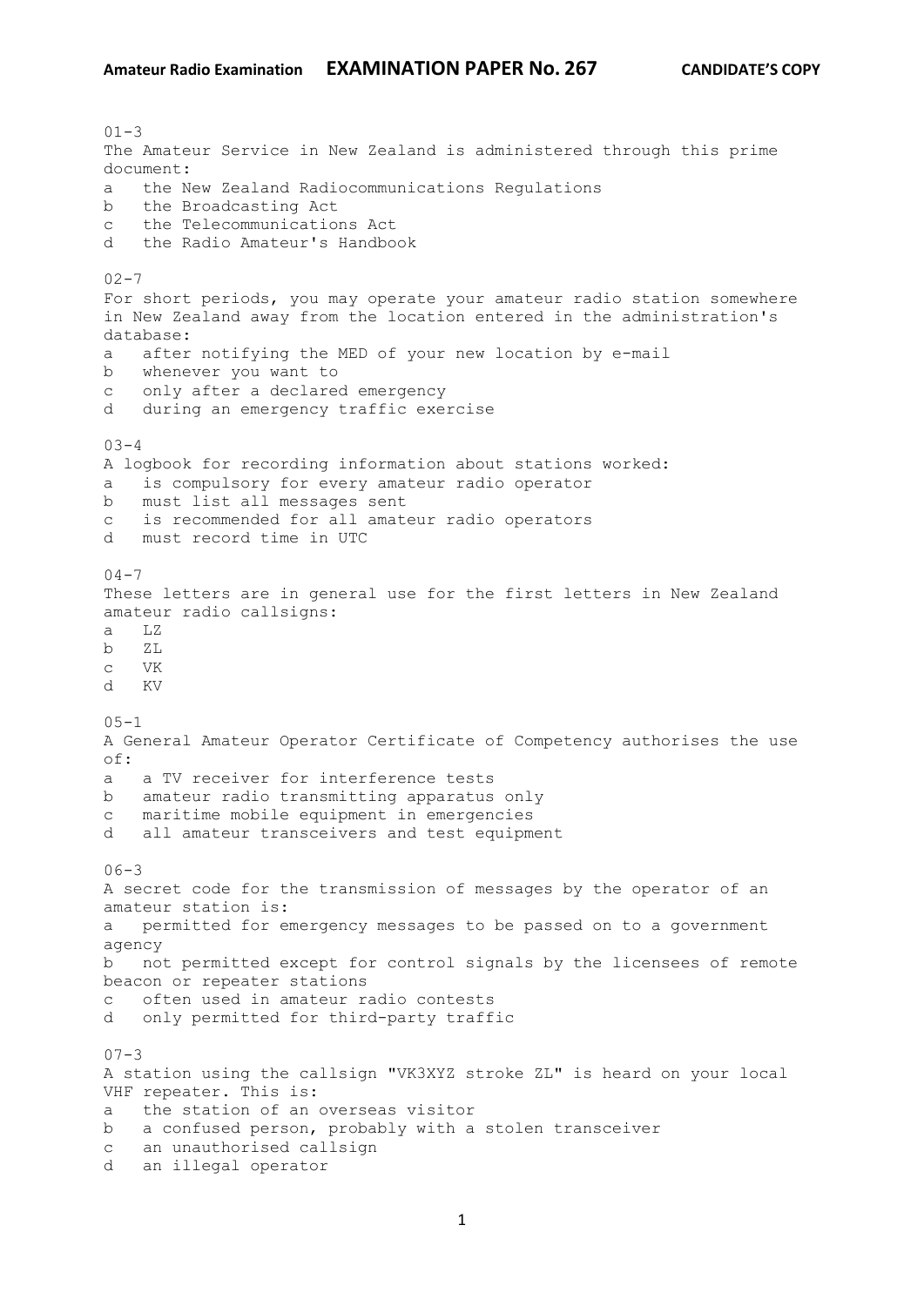**Amateur Radio Examination** **EXAMINATION PAPER No. 267** **CANDIDATE'S COPY**

01-3
The Amateur Service in New Zealand is administered through this prime document:
a the New Zealand Radiocommunications Regulations
b the Broadcasting Act
c the Telecommunications Act
d the Radio Amateur's Handbook

02-7
For short periods, you may operate your amateur radio station somewhere in New Zealand away from the location entered in the administration's database:
a after notifying the MED of your new location by e-mail
b whenever you want to
c only after a declared emergency
d during an emergency traffic exercise

03-4
A logbook for recording information about stations worked:
a is compulsory for every amateur radio operator
b must list all messages sent
c is recommended for all amateur radio operators
d must record time in UTC

04-7
These letters are in general use for the first letters in New Zealand amateur radio callsigns:
a LZ
b ZL
c VK
d KV

05-1
A General Amateur Operator Certificate of Competency authorises the use of:
a a TV receiver for interference tests
b amateur radio transmitting apparatus only
c maritime mobile equipment in emergencies
d all amateur transceivers and test equipment

06-3
A secret code for the transmission of messages by the operator of an amateur station is:
a permitted for emergency messages to be passed on to a government agency
b not permitted except for control signals by the licensees of remote beacon or repeater stations
c often used in amateur radio contests
d only permitted for third-party traffic

07-3
A station using the callsign "VK3XYZ stroke ZL" is heard on your local VHF repeater. This is:
a the station of an overseas visitor
b a confused person, probably with a stolen transceiver
c an unauthorised callsign
d an illegal operator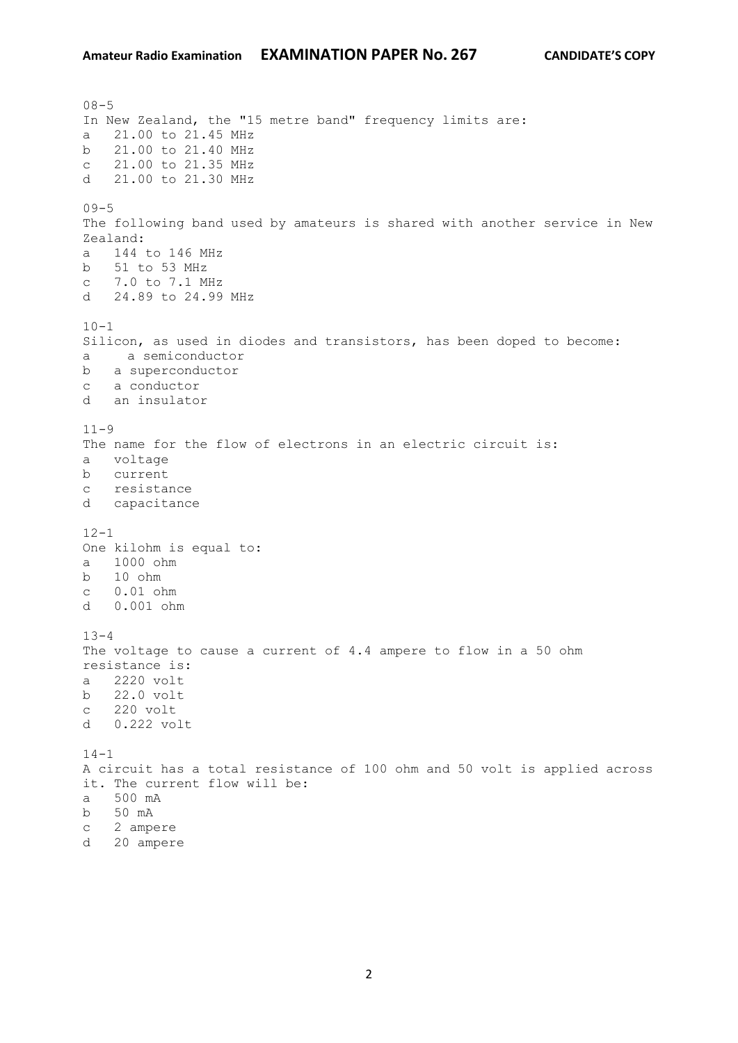08-5
In New Zealand, the "15 metre band" frequency limits are:
a   21.00 to 21.45 MHz
b   21.00 to 21.40 MHz
c   21.00 to 21.35 MHz
d   21.00 to 21.30 MHz

09-5
The following band used by amateurs is shared with another service in New Zealand:
a   144 to 146 MHz
b   51 to 53 MHz
c   7.0 to 7.1 MHz
d   24.89 to 24.99 MHz

10-1
Silicon, as used in diodes and transistors, has been doped to become:
a   a semiconductor
b   a superconductor
c   a conductor
d   an insulator

11-9
The name for the flow of electrons in an electric circuit is:
a   voltage
b   current
c   resistance
d   capacitance

12-1
One kilohm is equal to:
a   1000 ohm
b   10 ohm
c   0.01 ohm
d   0.001 ohm

13-4
The voltage to cause a current of 4.4 ampere to flow in a 50 ohm resistance is:
a   2220 volt
b   22.0 volt
c   220 volt
d   0.222 volt

14-1
A circuit has a total resistance of 100 ohm and 50 volt is applied across it. The current flow will be:
a   500 mA
b   50 mA
c   2 ampere
d   20 ampere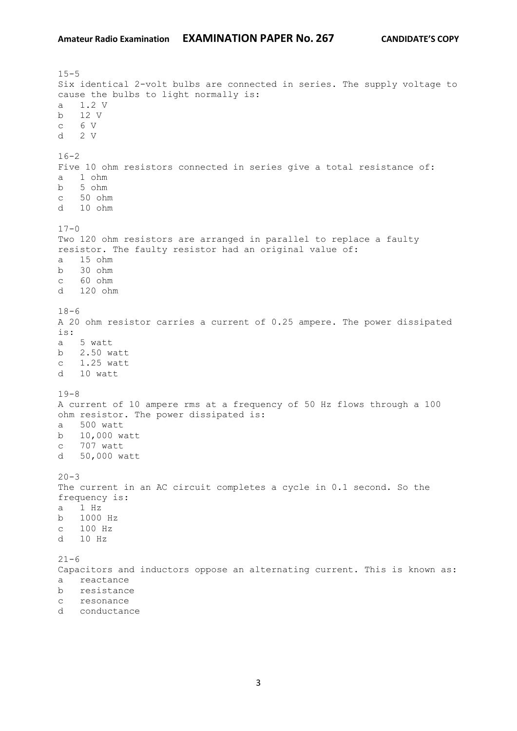15-5
Six identical 2-volt bulbs are connected in series. The supply voltage to cause the bulbs to light normally is:
a 1.2 V
b 12 V
c 6 V
d 2 V

16-2
Five 10 ohm resistors connected in series give a total resistance of:
a 1 ohm
b 5 ohm
c 50 ohm
d 10 ohm

17-0
Two 120 ohm resistors are arranged in parallel to replace a faulty resistor. The faulty resistor had an original value of:
a 15 ohm
b 30 ohm
c 60 ohm
d 120 ohm

18-6
A 20 ohm resistor carries a current of 0.25 ampere. The power dissipated is:
a 5 watt
b 2.50 watt
c 1.25 watt
d 10 watt

19-8
A current of 10 ampere rms at a frequency of 50 Hz flows through a 100 ohm resistor. The power dissipated is:
a 500 watt
b 10,000 watt
c 707 watt
d 50,000 watt

20-3
The current in an AC circuit completes a cycle in 0.1 second. So the frequency is:
a 1 Hz
b 1000 Hz
c 100 Hz
d 10 Hz

21-6
Capacitors and inductors oppose an alternating current. This is known as:
a reactance
b resistance
c resonance
d conductance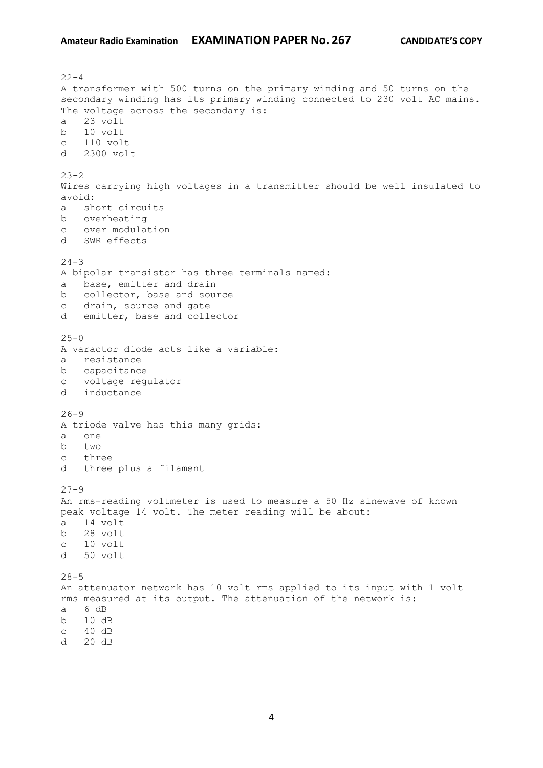22-4
A transformer with 500 turns on the primary winding and 50 turns on the secondary winding has its primary winding connected to 230 volt AC mains. The voltage across the secondary is:

a   23 volt
b   10 volt
c   110 volt
d   2300 volt

23-2
Wires carrying high voltages in a transmitter should be well insulated to avoid:

a   short circuits
b   overheating
c   over modulation
d   SWR effects

24-3
A bipolar transistor has three terminals named:

a   base, emitter and drain
b   collector, base and source
c   drain, source and gate
d   emitter, base and collector

25-0
A varactor diode acts like a variable:

a   resistance
b   capacitance
c   voltage regulator
d   inductance

26-9
A triode valve has this many grids:

a   one
b   two
c   three
d   three plus a filament

27-9
An rms-reading voltmeter is used to measure a 50 Hz sinewave of known peak voltage 14 volt. The meter reading will be about:

a   14 volt
b   28 volt
c   10 volt
d   50 volt

28-5
An attenuator network has 10 volt rms applied to its input with 1 volt rms measured at its output. The attenuation of the network is:

a   6 dB
b   10 dB
c   40 dB
d   20 dB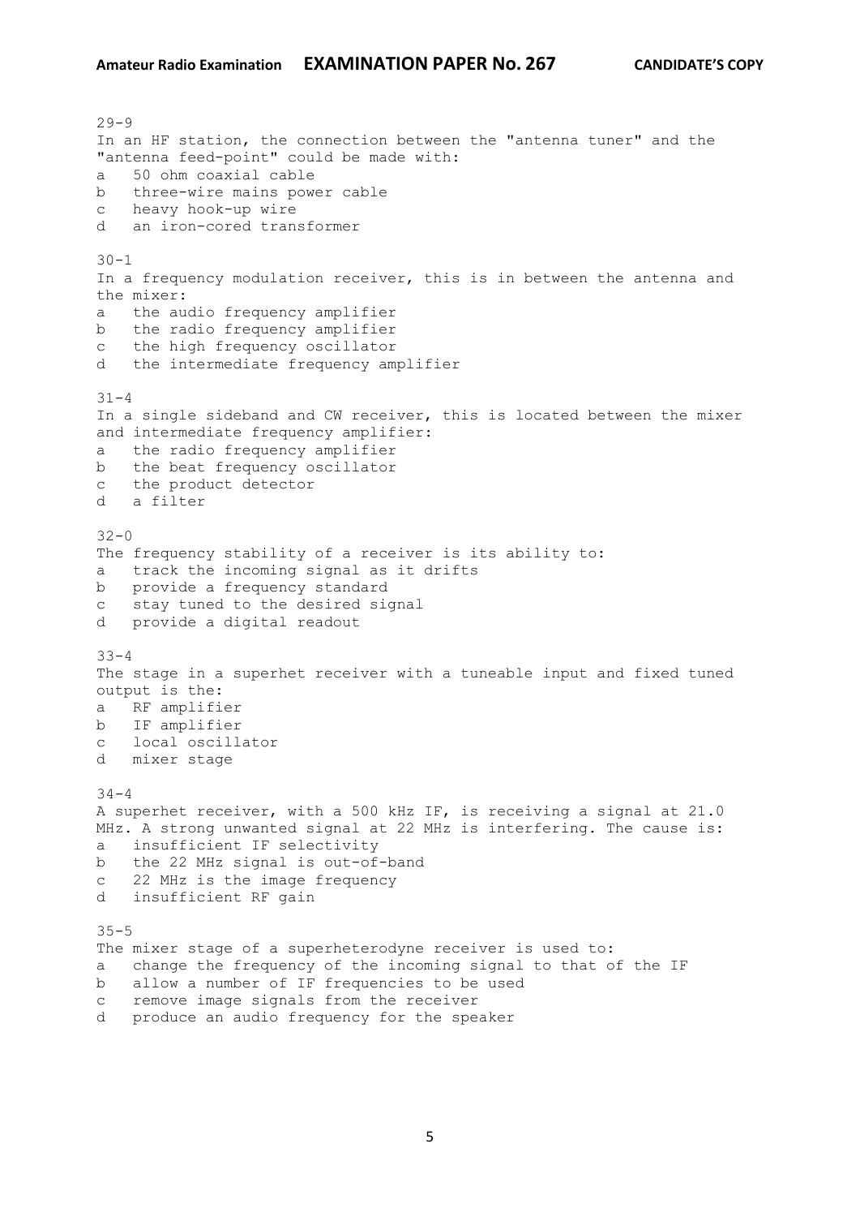29-9
In an HF station, the connection between the "antenna tuner" and the "antenna feed-point" could be made with:

a   50 ohm coaxial cable
b   three-wire mains power cable
c   heavy hook-up wire
d   an iron-cored transformer

30-1
In a frequency modulation receiver, this is in between the antenna and the mixer:

a   the audio frequency amplifier
b   the radio frequency amplifier
c   the high frequency oscillator
d   the intermediate frequency amplifier

31-4
In a single sideband and CW receiver, this is located between the mixer and intermediate frequency amplifier:

a   the radio frequency amplifier
b   the beat frequency oscillator
c   the product detector
d   a filter

32-0
The frequency stability of a receiver is its ability to:

a   track the incoming signal as it drifts
b   provide a frequency standard
c   stay tuned to the desired signal
d   provide a digital readout

33-4
The stage in a superhet receiver with a tuneable input and fixed tuned output is the:

a   RF amplifier
b   IF amplifier
c   local oscillator
d   mixer stage

34-4
A superhet receiver, with a 500 kHz IF, is receiving a signal at 21.0 MHz. A strong unwanted signal at 22 MHz is interfering. The cause is:

a   insufficient IF selectivity
b   the 22 MHz signal is out-of-band
c   22 MHz is the image frequency
d   insufficient RF gain

35-5
The mixer stage of a superheterodyne receiver is used to:

a   change the frequency of the incoming signal to that of the IF
b   allow a number of IF frequencies to be used
c   remove image signals from the receiver
d   produce an audio frequency for the speaker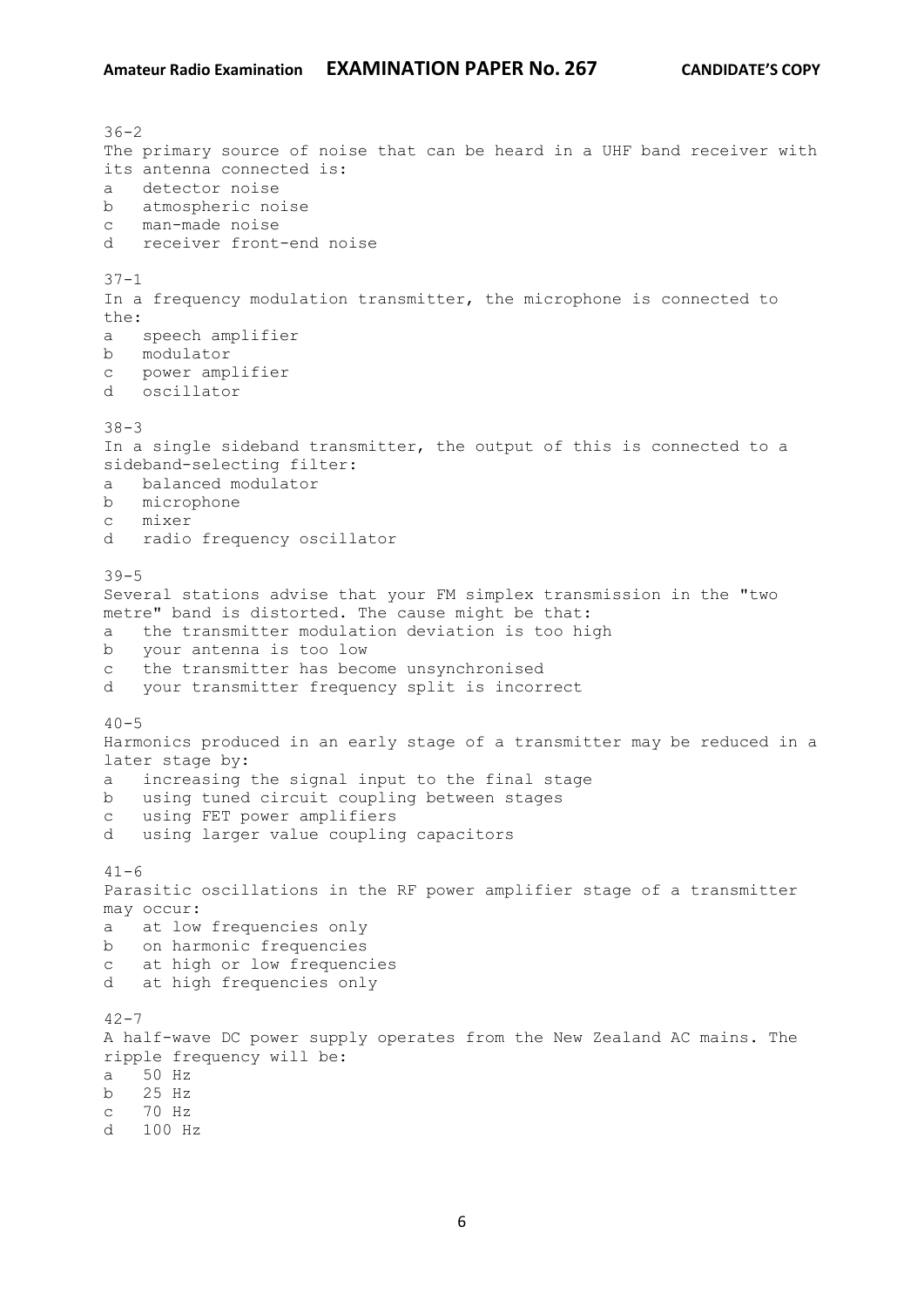36-2
The primary source of noise that can be heard in a UHF band receiver with its antenna connected is:

a detector noise
b atmospheric noise
c man-made noise
d receiver front-end noise

37-1
In a frequency modulation transmitter, the microphone is connected to the:

a speech amplifier
b modulator
c power amplifier
d oscillator

38-3
In a single sideband transmitter, the output of this is connected to a sideband-selecting filter:

a balanced modulator
b microphone
c mixer
d radio frequency oscillator

39-5
Several stations advise that your FM simplex transmission in the "two metre" band is distorted. The cause might be that:

a the transmitter modulation deviation is too high
b your antenna is too low
c the transmitter has become unsynchronised
d your transmitter frequency split is incorrect

40-5
Harmonics produced in an early stage of a transmitter may be reduced in a later stage by:

a increasing the signal input to the final stage
b using tuned circuit coupling between stages
c using FET power amplifiers
d using larger value coupling capacitors

41-6
Parasitic oscillations in the RF power amplifier stage of a transmitter may occur:

a at low frequencies only
b on harmonic frequencies
c at high or low frequencies
d at high frequencies only

42-7
A half-wave DC power supply operates from the New Zealand AC mains. The ripple frequency will be:

a 50 Hz
b 25 Hz
c 70 Hz
d 100 Hz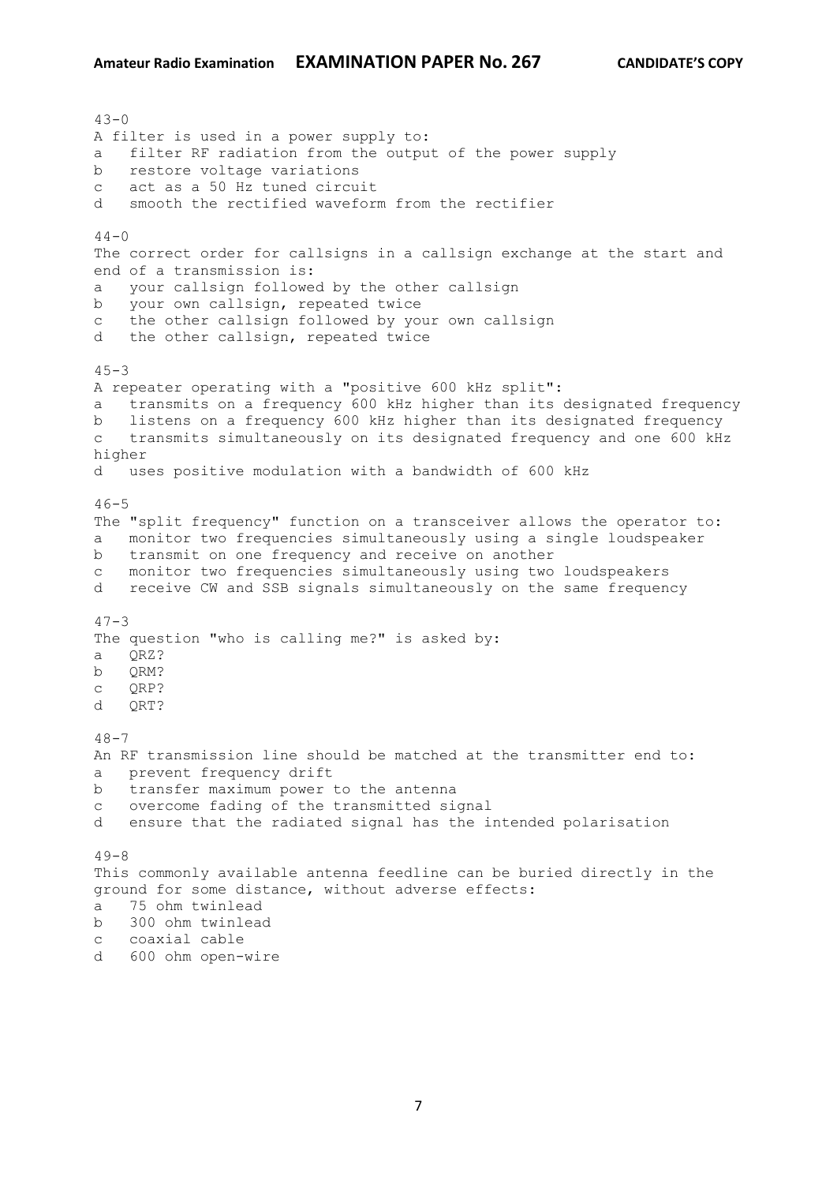43-0
A filter is used in a power supply to:
a   filter RF radiation from the output of the power supply
b   restore voltage variations
c   act as a 50 Hz tuned circuit
d   smooth the rectified waveform from the rectifier

44-0
The correct order for callsigns in a callsign exchange at the start and end of a transmission is:
a   your callsign followed by the other callsign
b   your own callsign, repeated twice
c   the other callsign followed by your own callsign
d   the other callsign, repeated twice

45-3
A repeater operating with a "positive 600 kHz split":
a   transmits on a frequency 600 kHz higher than its designated frequency
b   listens on a frequency 600 kHz higher than its designated frequency
c   transmits simultaneously on its designated frequency and one 600 kHz higher
d   uses positive modulation with a bandwidth of 600 kHz

46-5
The "split frequency" function on a transceiver allows the operator to:
a   monitor two frequencies simultaneously using a single loudspeaker
b   transmit on one frequency and receive on another
c   monitor two frequencies simultaneously using two loudspeakers
d   receive CW and SSB signals simultaneously on the same frequency

47-3
The question "who is calling me?" is asked by:
a   QRZ?
b   QRM?
c   QRP?
d   QRT?

48-7
An RF transmission line should be matched at the transmitter end to:
a   prevent frequency drift
b   transfer maximum power to the antenna
c   overcome fading of the transmitted signal
d   ensure that the radiated signal has the intended polarisation

49-8
This commonly available antenna feedline can be buried directly in the ground for some distance, without adverse effects:
a   75 ohm twinlead
b   300 ohm twinlead
c   coaxial cable
d   600 ohm open-wire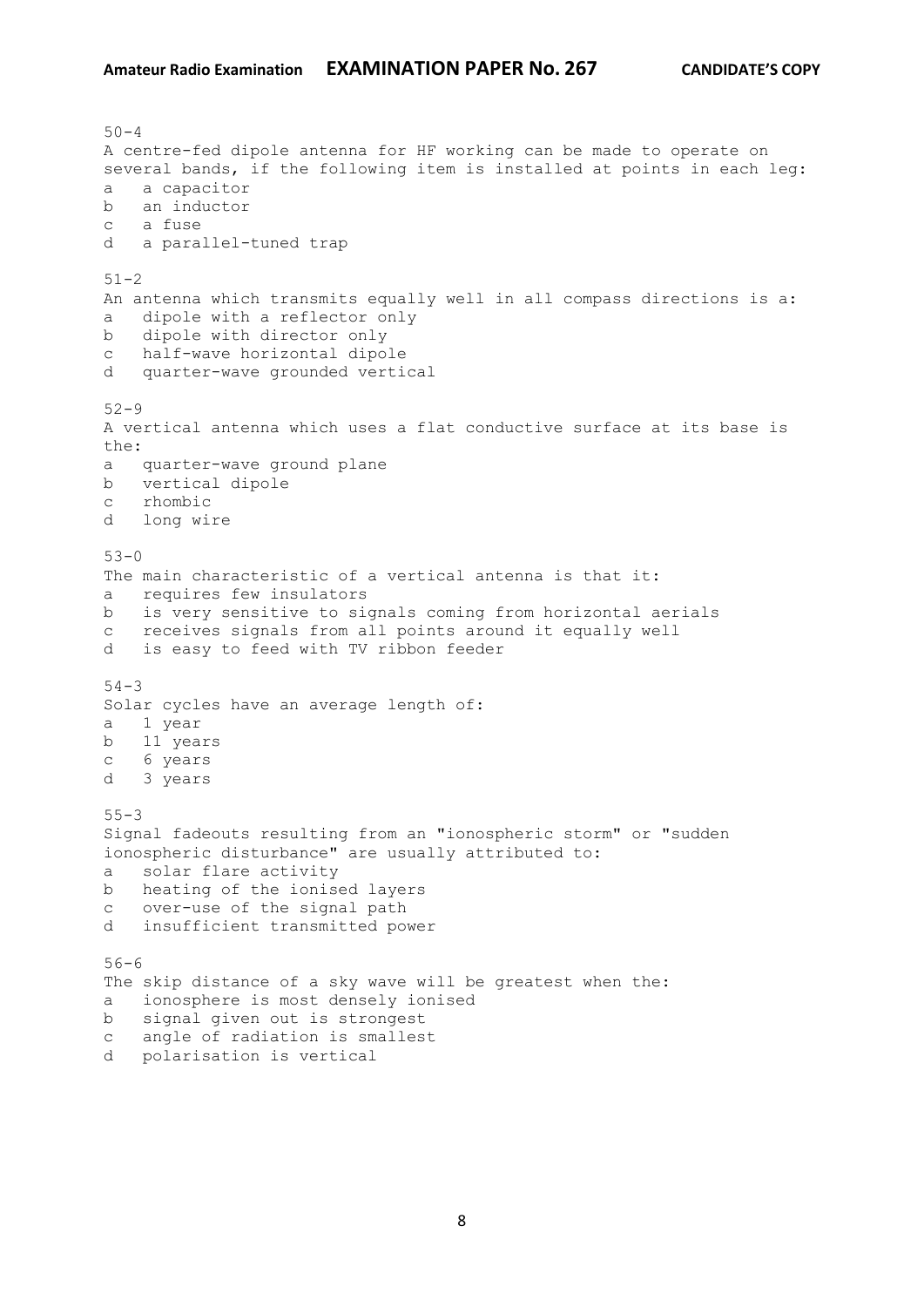50-4
A centre-fed dipole antenna for HF working can be made to operate on several bands, if the following item is installed at points in each leg:

a a capacitor
b an inductor
c a fuse
d a parallel-tuned trap

51-2
An antenna which transmits equally well in all compass directions is a:

a dipole with a reflector only
b dipole with director only
c half-wave horizontal dipole
d quarter-wave grounded vertical

52-9
A vertical antenna which uses a flat conductive surface at its base is the:

a quarter-wave ground plane
b vertical dipole
c rhombic
d long wire

53-0
The main characteristic of a vertical antenna is that it:

a requires few insulators
b is very sensitive to signals coming from horizontal aerials
c receives signals from all points around it equally well
d is easy to feed with TV ribbon feeder

54-3
Solar cycles have an average length of:

a 1 year
b 11 years
c 6 years
d 3 years

55-3
Signal fadeouts resulting from an "ionospheric storm" or "sudden ionospheric disturbance" are usually attributed to:

a solar flare activity
b heating of the ionised layers
c over-use of the signal path
d insufficient transmitted power

56-6
The skip distance of a sky wave will be greatest when the:

a ionosphere is most densely ionised
b signal given out is strongest
c angle of radiation is smallest
d polarisation is vertical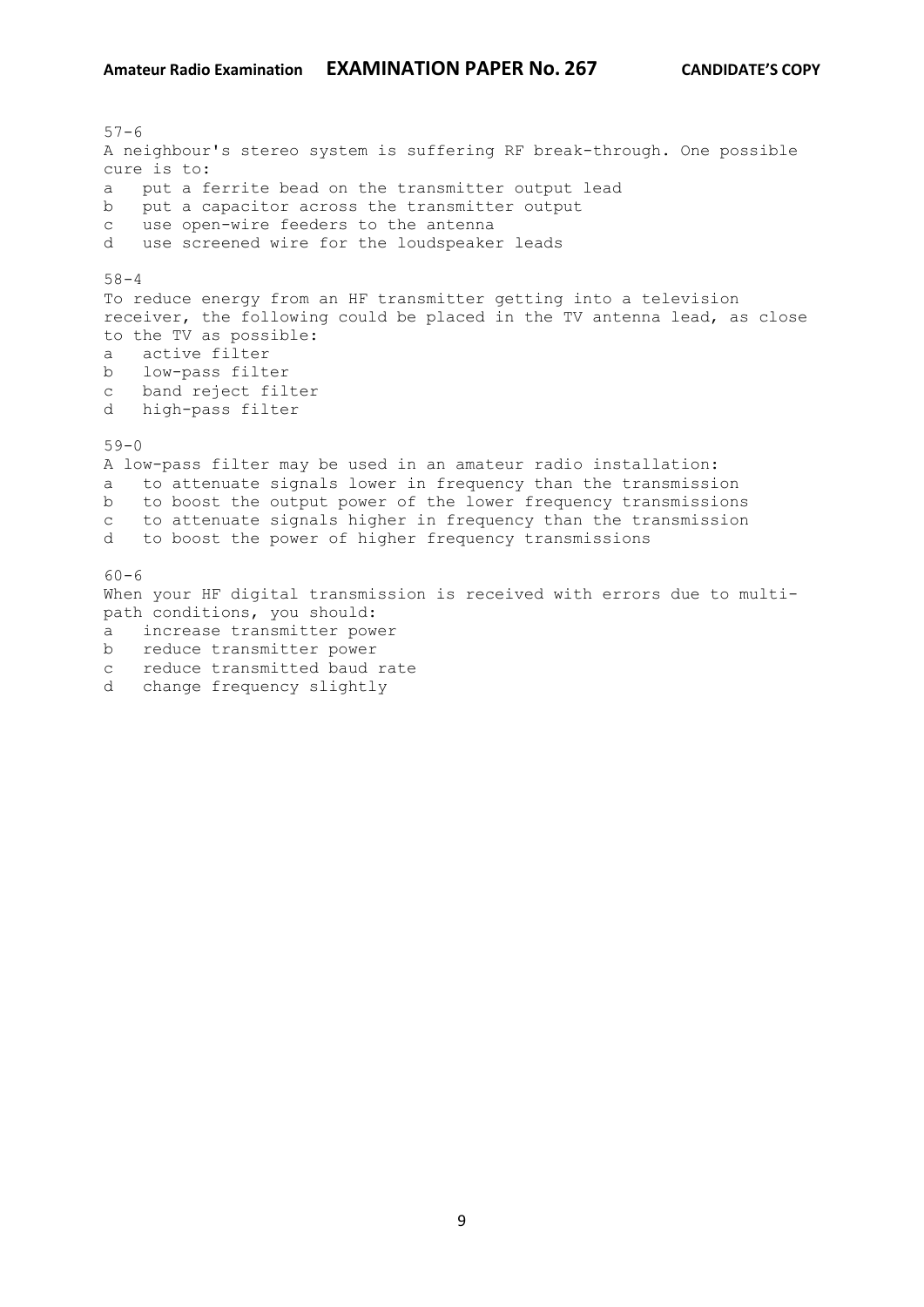57-6
A neighbour's stereo system is suffering RF break-through. One possible cure is to:
a put a ferrite bead on the transmitter output lead
b put a capacitor across the transmitter output
c use open-wire feeders to the antenna
d use screened wire for the loudspeaker leads

58-4
To reduce energy from an HF transmitter getting into a television receiver, the following could be placed in the TV antenna lead, as close to the TV as possible:
a active filter
b low-pass filter
c band reject filter
d high-pass filter

59-0
A low-pass filter may be used in an amateur radio installation:
a to attenuate signals lower in frequency than the transmission
b to boost the output power of the lower frequency transmissions
c to attenuate signals higher in frequency than the transmission
d to boost the power of higher frequency transmissions

60-6
When your HF digital transmission is received with errors due to multi-path conditions, you should:
a increase transmitter power
b reduce transmitter power
c reduce transmitted baud rate
d change frequency slightly